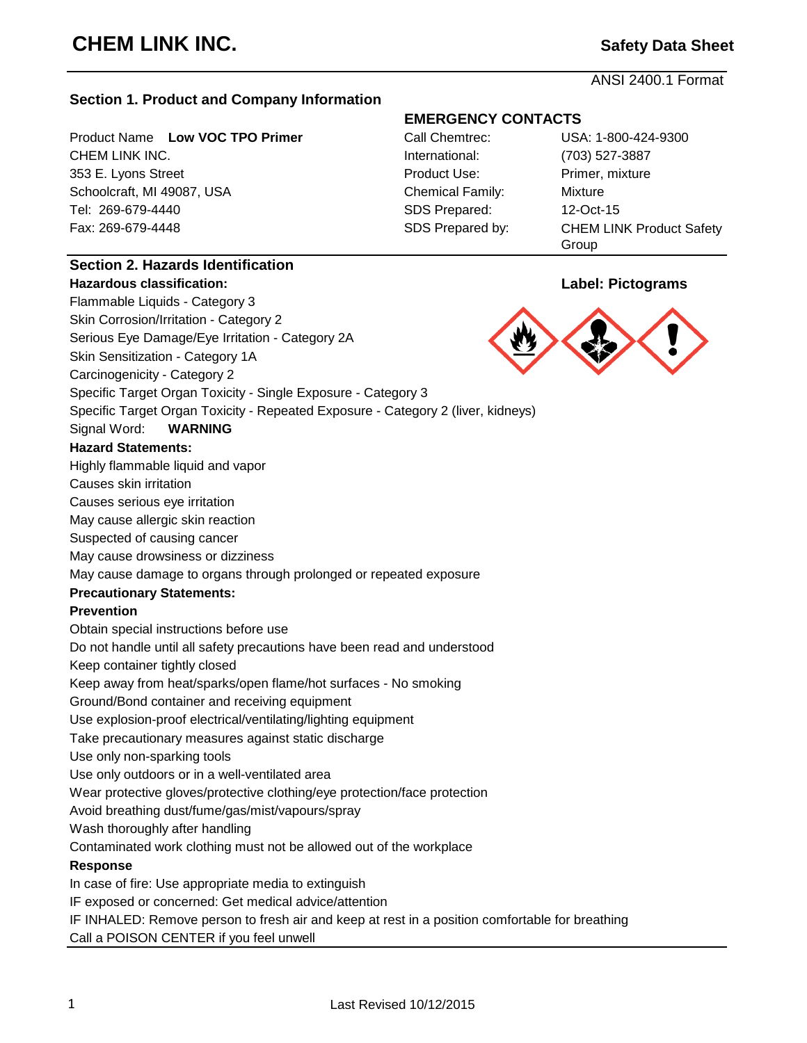# CHEM LINK INC.

**Safety Data Sheet**

ANSI 2400.1 Format

## Section 1. Product and Company Information

Product Name **Low VOC TPO Primer**
CHEM LINK INC.
353 E. Lyons Street
Schoolcraft, MI 49087, USA
Tel: 269-679-4440
Fax: 269-679-4448

**EMERGENCY CONTACTS**

| | |
|---|---|
| Call Chemtrec: | USA: 1-800-424-9300 |
| International: | (703) 527-3887 |
| Product Use: | Primer, mixture |
| Chemical Family: | Mixture |
| SDS Prepared: | 12-Oct-15 |
| SDS Prepared by: | CHEM LINK Product Safety Group |

## Section 2. Hazards Identification

**Hazardous classification:**

Flammable Liquids - Category 3
Skin Corrosion/Irritation - Category 2
Serious Eye Damage/Eye Irritation - Category 2A
Skin Sensitization - Category 1A
Carcinogenicity - Category 2
Specific Target Organ Toxicity - Single Exposure - Category 3
Specific Target Organ Toxicity - Repeated Exposure - Category 2 (liver, kidneys)

**Label: Pictograms**

Signal Word: **WARNING**

**Hazard Statements:**

Highly flammable liquid and vapor
Causes skin irritation
Causes serious eye irritation
May cause allergic skin reaction
Suspected of causing cancer
May cause drowsiness or dizziness
May cause damage to organs through prolonged or repeated exposure

**Precautionary Statements:**

**Prevention**

Obtain special instructions before use
Do not handle until all safety precautions have been read and understood
Keep container tightly closed
Keep away from heat/sparks/open flame/hot surfaces - No smoking
Ground/Bond container and receiving equipment
Use explosion-proof electrical/ventilating/lighting equipment
Take precautionary measures against static discharge
Use only non-sparking tools
Use only outdoors or in a well-ventilated area
Wear protective gloves/protective clothing/eye protection/face protection
Avoid breathing dust/fume/gas/mist/vapours/spray
Wash thoroughly after handling
Contaminated work clothing must not be allowed out of the workplace

**Response**

In case of fire: Use appropriate media to extinguish
IF exposed or concerned: Get medical advice/attention
IF INHALED: Remove person to fresh air and keep at rest in a position comfortable for breathing
Call a POISON CENTER if you feel unwell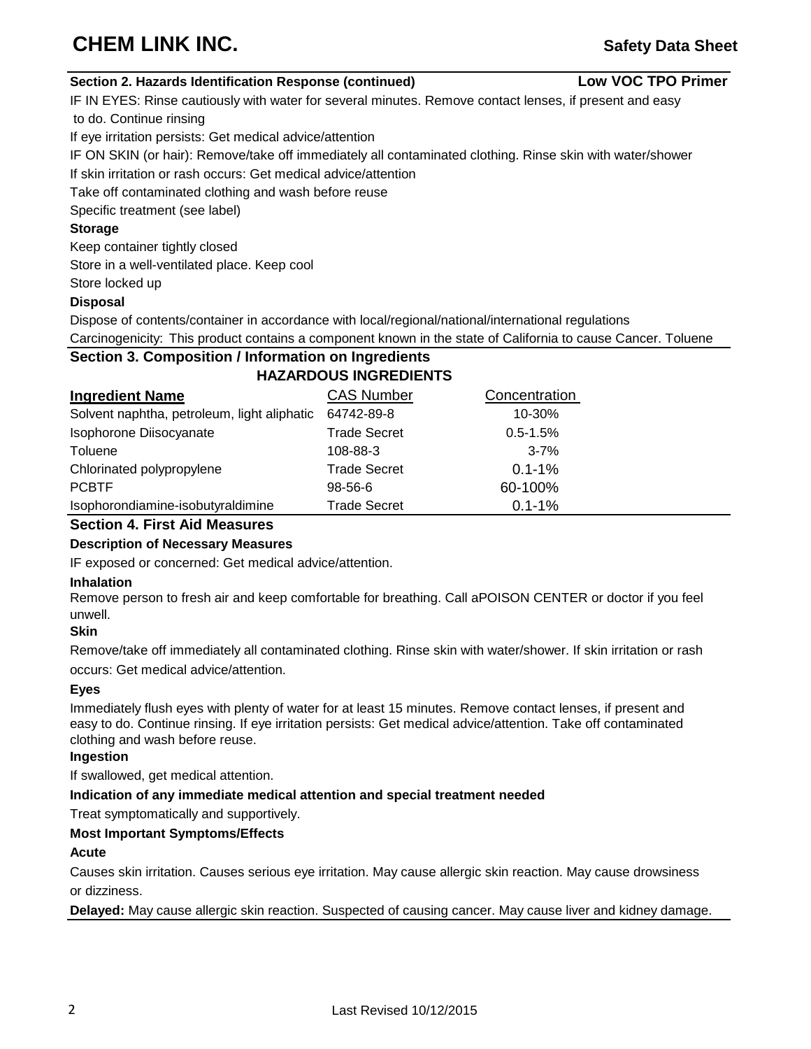## Section 2. Hazards Identification Response (continued) — Low VOC TPO Primer

IF IN EYES: Rinse cautiously with water for several minutes. Remove contact lenses, if present and easy to do. Continue rinsing

If eye irritation persists: Get medical advice/attention

IF ON SKIN (or hair): Remove/take off immediately all contaminated clothing. Rinse skin with water/shower

If skin irritation or rash occurs: Get medical advice/attention

Take off contaminated clothing and wash before reuse

Specific treatment (see label)

**Storage**

Keep container tightly closed

Store in a well-ventilated place. Keep cool

Store locked up

**Disposal**

Dispose of contents/container in accordance with local/regional/national/international regulations

Carcinogenicity: This product contains a component known in the state of California to cause Cancer. Toluene

## Section 3. Composition / Information on Ingredients

### HAZARDOUS INGREDIENTS

| Ingredient Name | CAS Number | Concentration |
|---|---|---|
| Solvent naphtha, petroleum, light aliphatic | 64742-89-8 | 10-30% |
| Isophorone Diisocyanate | Trade Secret | 0.5-1.5% |
| Toluene | 108-88-3 | 3-7% |
| Chlorinated polypropylene | Trade Secret | 0.1-1% |
| PCBTF | 98-56-6 | 60-100% |
| Isophorondiamine-isobutyraldimine | Trade Secret | 0.1-1% |

## Section 4. First Aid Measures

**Description of Necessary Measures**

IF exposed or concerned: Get medical advice/attention.

**Inhalation**

Remove person to fresh air and keep comfortable for breathing. Call aPOISON CENTER or doctor if you feel unwell.

**Skin**

Remove/take off immediately all contaminated clothing. Rinse skin with water/shower. If skin irritation or rash occurs: Get medical advice/attention.

**Eyes**

Immediately flush eyes with plenty of water for at least 15 minutes. Remove contact lenses, if present and easy to do. Continue rinsing. If eye irritation persists: Get medical advice/attention. Take off contaminated clothing and wash before reuse.

**Ingestion**

If swallowed, get medical attention.

**Indication of any immediate medical attention and special treatment needed**

Treat symptomatically and supportively.

**Most Important Symptoms/Effects**

**Acute**

Causes skin irritation. Causes serious eye irritation. May cause allergic skin reaction. May cause drowsiness or dizziness.

**Delayed:** May cause allergic skin reaction. Suspected of causing cancer. May cause liver and kidney damage.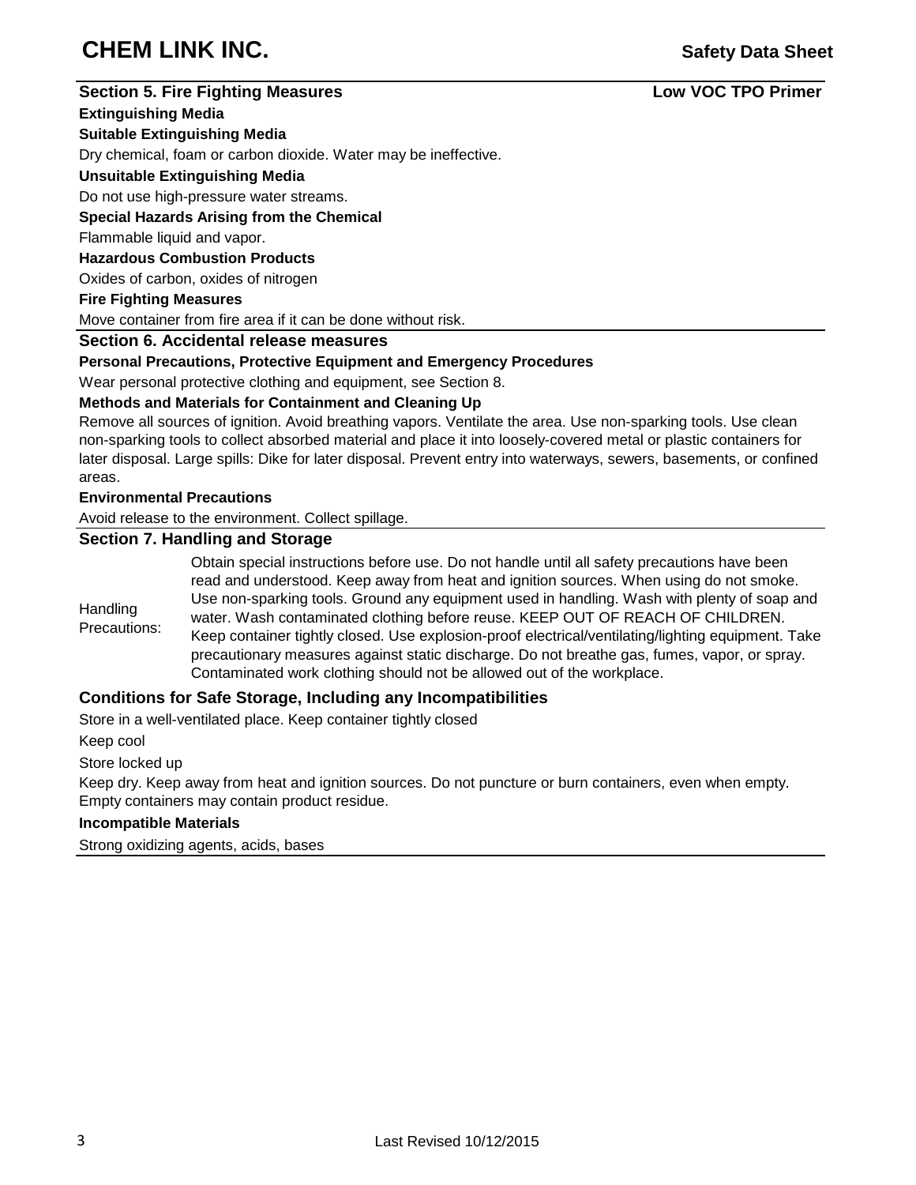## Section 5. Fire Fighting Measures

**Low VOC TPO Primer**

**Extinguishing Media**

**Suitable Extinguishing Media**

Dry chemical, foam or carbon dioxide. Water may be ineffective.

**Unsuitable Extinguishing Media**

Do not use high-pressure water streams.

**Special Hazards Arising from the Chemical**

Flammable liquid and vapor.

**Hazardous Combustion Products**

Oxides of carbon, oxides of nitrogen

**Fire Fighting Measures**

Move container from fire area if it can be done without risk.

## Section 6. Accidental release measures

**Personal Precautions, Protective Equipment and Emergency Procedures**

Wear personal protective clothing and equipment, see Section 8.

**Methods and Materials for Containment and Cleaning Up**

Remove all sources of ignition. Avoid breathing vapors. Ventilate the area. Use non-sparking tools. Use clean non-sparking tools to collect absorbed material and place it into loosely-covered metal or plastic containers for later disposal. Large spills: Dike for later disposal. Prevent entry into waterways, sewers, basements, or confined areas.

**Environmental Precautions**

Avoid release to the environment. Collect spillage.

## Section 7. Handling and Storage

| Handling Precautions: | Obtain special instructions before use. Do not handle until all safety precautions have been read and understood. Keep away from heat and ignition sources. When using do not smoke. Use non-sparking tools. Ground any equipment used in handling. Wash with plenty of soap and water. Wash contaminated clothing before reuse. KEEP OUT OF REACH OF CHILDREN. Keep container tightly closed. Use explosion-proof electrical/ventilating/lighting equipment. Take precautionary measures against static discharge. Do not breathe gas, fumes, vapor, or spray. Contaminated work clothing should not be allowed out of the workplace. |
|---|---|

### Conditions for Safe Storage, Including any Incompatibilities

Store in a well-ventilated place. Keep container tightly closed

Keep cool

Store locked up

Keep dry. Keep away from heat and ignition sources. Do not puncture or burn containers, even when empty. Empty containers may contain product residue.

**Incompatible Materials**

Strong oxidizing agents, acids, bases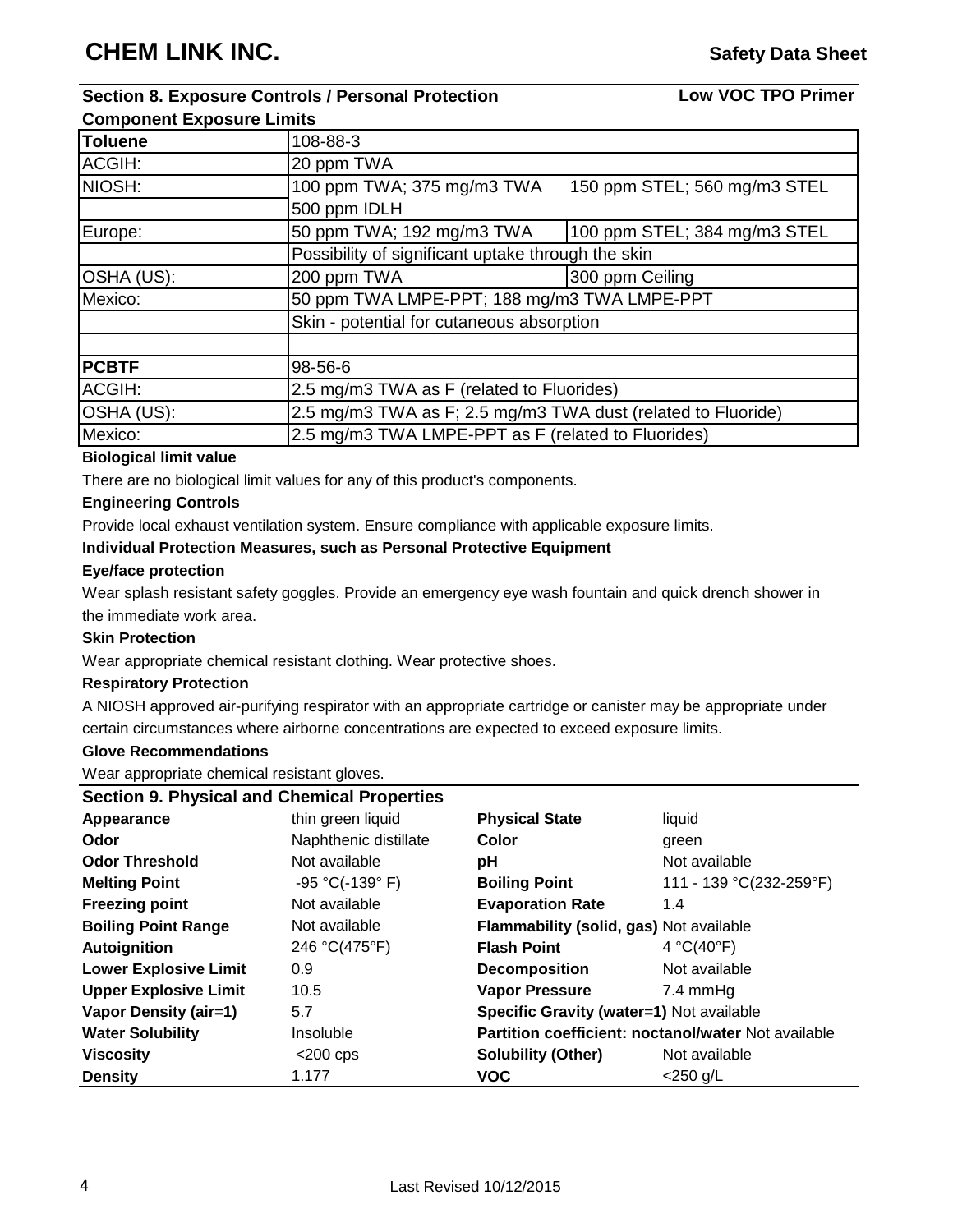## Section 8. Exposure Controls / Personal Protection

**Low VOC TPO Primer**

**Component Exposure Limits**

| **Toluene** | 108-88-3 | |
|---|---|---|
| ACGIH: | 20 ppm TWA | |
| NIOSH: | 100 ppm TWA; 375 mg/m3 TWA | 150 ppm STEL; 560 mg/m3 STEL |
| | 500 ppm IDLH | |
| Europe: | 50 ppm TWA; 192 mg/m3 TWA | 100 ppm STEL; 384 mg/m3 STEL |
| | Possibility of significant uptake through the skin | |
| OSHA (US): | 200 ppm TWA | 300 ppm Ceiling |
| Mexico: | 50 ppm TWA LMPE-PPT; 188 mg/m3 TWA LMPE-PPT | |
| | Skin - potential for cutaneous absorption | |
| | | |
| **PCBTF** | 98-56-6 | |
| ACGIH: | 2.5 mg/m3 TWA as F (related to Fluorides) | |
| OSHA (US): | 2.5 mg/m3 TWA as F; 2.5 mg/m3 TWA dust (related to Fluoride) | |
| Mexico: | 2.5 mg/m3 TWA LMPE-PPT as F (related to Fluorides) | |

**Biological limit value**

There are no biological limit values for any of this product's components.

**Engineering Controls**

Provide local exhaust ventilation system. Ensure compliance with applicable exposure limits.

**Individual Protection Measures, such as Personal Protective Equipment**

**Eye/face protection**

Wear splash resistant safety goggles. Provide an emergency eye wash fountain and quick drench shower in the immediate work area.

**Skin Protection**

Wear appropriate chemical resistant clothing. Wear protective shoes.

**Respiratory Protection**

A NIOSH approved air-purifying respirator with an appropriate cartridge or canister may be appropriate under certain circumstances where airborne concentrations are expected to exceed exposure limits.

**Glove Recommendations**

Wear appropriate chemical resistant gloves.

## Section 9. Physical and Chemical Properties

| | | | |
|---|---|---|---|
| **Appearance** | thin green liquid | **Physical State** | liquid |
| **Odor** | Naphthenic distillate | **Color** | green |
| **Odor Threshold** | Not available | **pH** | Not available |
| **Melting Point** | -95 °C(-139° F) | **Boiling Point** | 111 - 139 °C(232-259°F) |
| **Freezing point** | Not available | **Evaporation Rate** | 1.4 |
| **Boiling Point Range** | Not available | **Flammability (solid, gas)** | Not available |
| **Autoignition** | 246 °C(475°F) | **Flash Point** | 4 °C(40°F) |
| **Lower Explosive Limit** | 0.9 | **Decomposition** | Not available |
| **Upper Explosive Limit** | 10.5 | **Vapor Pressure** | 7.4 mmHg |
| **Vapor Density (air=1)** | 5.7 | **Specific Gravity (water=1)** | Not available |
| **Water Solubility** | Insoluble | **Partition coefficient: noctanol/water** | Not available |
| **Viscosity** | <200 cps | **Solubility (Other)** | Not available |
| **Density** | 1.177 | **VOC** | <250 g/L |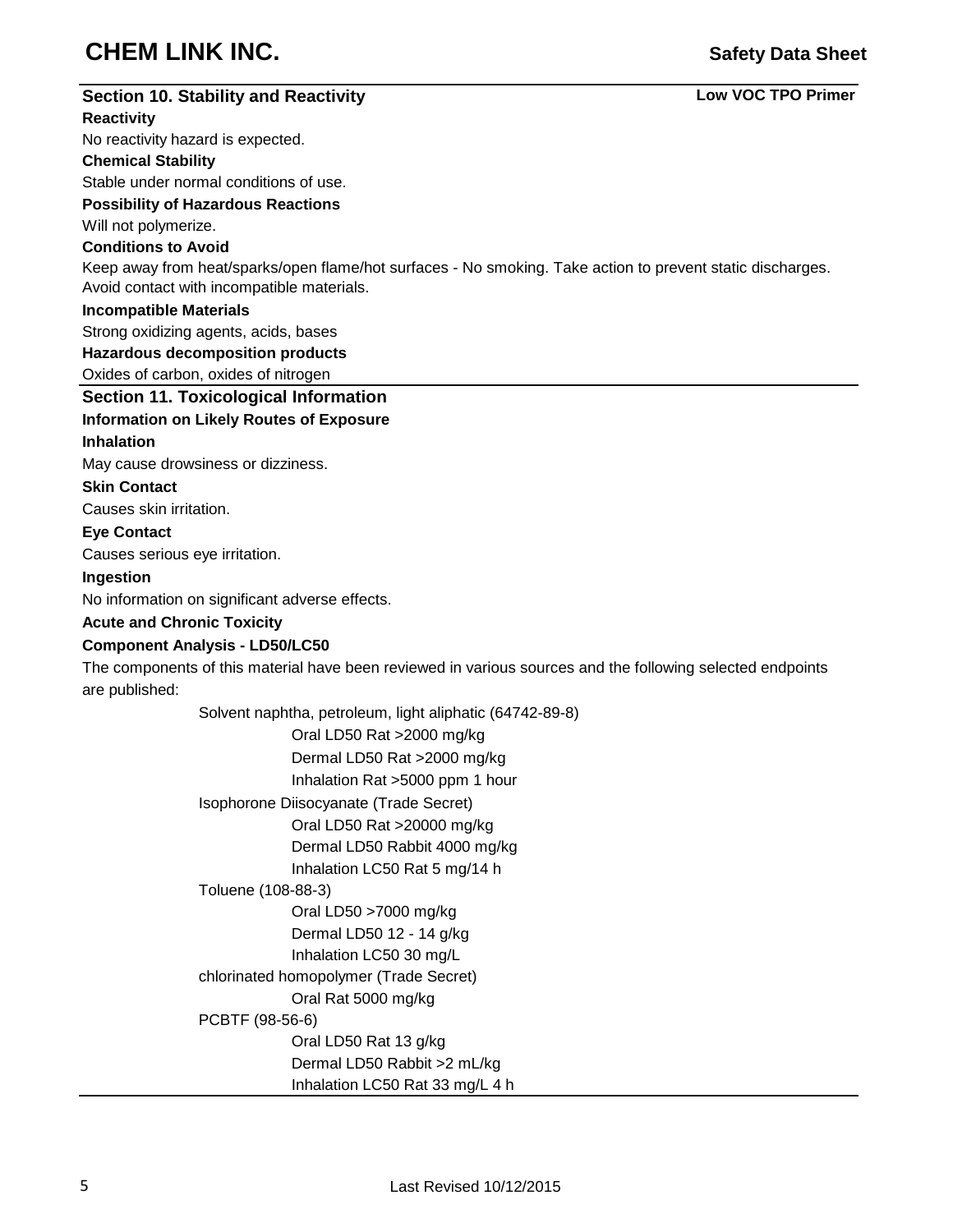## Section 10. Stability and Reactivity

**Low VOC TPO Primer**

**Reactivity**

No reactivity hazard is expected.

**Chemical Stability**

Stable under normal conditions of use.

**Possibility of Hazardous Reactions**

Will not polymerize.

**Conditions to Avoid**

Keep away from heat/sparks/open flame/hot surfaces - No smoking. Take action to prevent static discharges. Avoid contact with incompatible materials.

**Incompatible Materials**

Strong oxidizing agents, acids, bases

**Hazardous decomposition products**

Oxides of carbon, oxides of nitrogen

## Section 11. Toxicological Information

**Information on Likely Routes of Exposure**

**Inhalation**

May cause drowsiness or dizziness.

**Skin Contact**

Causes skin irritation.

**Eye Contact**

Causes serious eye irritation.

**Ingestion**

No information on significant adverse effects.

**Acute and Chronic Toxicity**

**Component Analysis - LD50/LC50**

The components of this material have been reviewed in various sources and the following selected endpoints are published:

Solvent naphtha, petroleum, light aliphatic (64742-89-8)
- Oral LD50 Rat >2000 mg/kg
- Dermal LD50 Rat >2000 mg/kg
- Inhalation Rat >5000 ppm 1 hour

Isophorone Diisocyanate (Trade Secret)
- Oral LD50 Rat >20000 mg/kg
- Dermal LD50 Rabbit 4000 mg/kg
- Inhalation LC50 Rat 5 mg/14 h

Toluene (108-88-3)
- Oral LD50 >7000 mg/kg
- Dermal LD50 12 - 14 g/kg
- Inhalation LC50 30 mg/L

chlorinated homopolymer (Trade Secret)
- Oral Rat 5000 mg/kg

PCBTF (98-56-6)
- Oral LD50 Rat 13 g/kg
- Dermal LD50 Rabbit >2 mL/kg
- Inhalation LC50 Rat 33 mg/L 4 h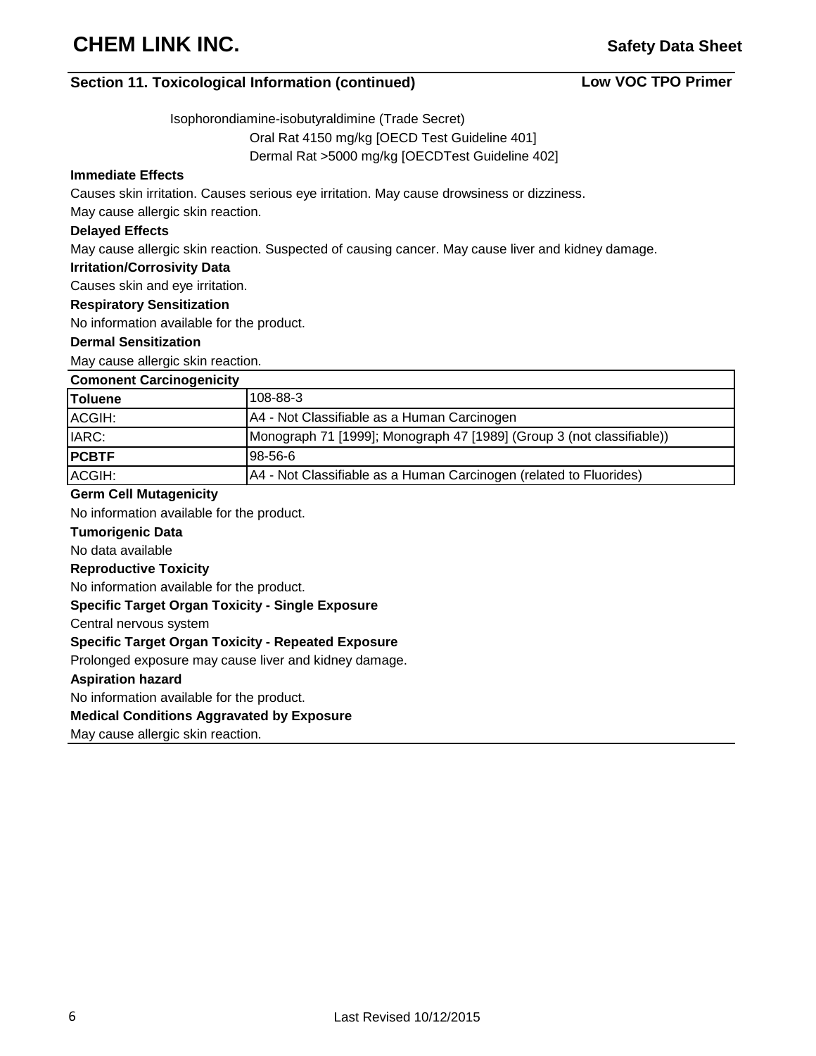## Section 11. Toxicological Information (continued)

Isophorondiamine-isobutyraldimine (Trade Secret)

Oral Rat 4150 mg/kg [OECD Test Guideline 401]

Dermal Rat >5000 mg/kg [OECDTest Guideline 402]

**Immediate Effects**

Causes skin irritation. Causes serious eye irritation. May cause drowsiness or dizziness.
May cause allergic skin reaction.

**Delayed Effects**

May cause allergic skin reaction. Suspected of causing cancer. May cause liver and kidney damage.

**Irritation/Corrosivity Data**

Causes skin and eye irritation.

**Respiratory Sensitization**

No information available for the product.

**Dermal Sensitization**

May cause allergic skin reaction.

| **Comonent Carcinogenicity** | |
|---|---|
| **Toluene** | 108-88-3 |
| ACGIH: | A4 - Not Classifiable as a Human Carcinogen |
| IARC: | Monograph 71 [1999]; Monograph 47 [1989] (Group 3 (not classifiable)) |
| **PCBTF** | 98-56-6 |
| ACGIH: | A4 - Not Classifiable as a Human Carcinogen (related to Fluorides) |

**Germ Cell Mutagenicity**

No information available for the product.

**Tumorigenic Data**

No data available

**Reproductive Toxicity**

No information available for the product.

**Specific Target Organ Toxicity - Single Exposure**

Central nervous system

**Specific Target Organ Toxicity - Repeated Exposure**

Prolonged exposure may cause liver and kidney damage.

**Aspiration hazard**

No information available for the product.

**Medical Conditions Aggravated by Exposure**

May cause allergic skin reaction.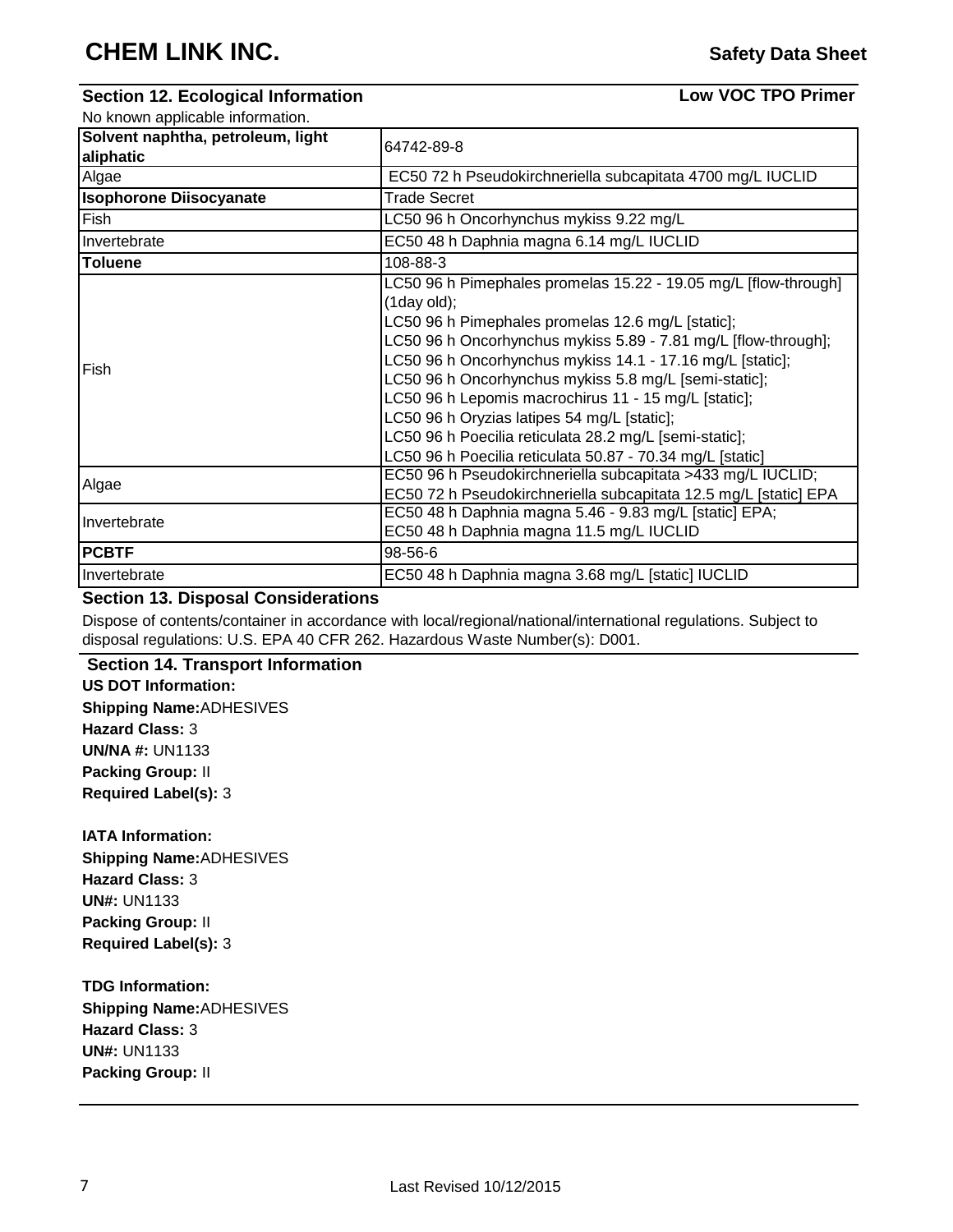## Section 12. Ecological Information

**Low VOC TPO Primer**

No known applicable information.

| **Solvent naphtha, petroleum, light aliphatic** | 64742-89-8 |
|---|---|
| Algae | EC50 72 h Pseudokirchneriella subcapitata 4700 mg/L IUCLID |
| **Isophorone Diisocyanate** | Trade Secret |
| Fish | LC50 96 h Oncorhynchus mykiss 9.22 mg/L |
| Invertebrate | EC50 48 h Daphnia magna 6.14 mg/L IUCLID |
| **Toluene** | 108-88-3 |
| Fish | LC50 96 h Pimephales promelas 15.22 - 19.05 mg/L [flow-through] (1day old); LC50 96 h Pimephales promelas 12.6 mg/L [static]; LC50 96 h Oncorhynchus mykiss 5.89 - 7.81 mg/L [flow-through]; LC50 96 h Oncorhynchus mykiss 14.1 - 17.16 mg/L [static]; LC50 96 h Oncorhynchus mykiss 5.8 mg/L [semi-static]; LC50 96 h Lepomis macrochirus 11 - 15 mg/L [static]; LC50 96 h Oryzias latipes 54 mg/L [static]; LC50 96 h Poecilia reticulata 28.2 mg/L [semi-static]; LC50 96 h Poecilia reticulata 50.87 - 70.34 mg/L [static] |
| Algae | EC50 96 h Pseudokirchneriella subcapitata >433 mg/L IUCLID; EC50 72 h Pseudokirchneriella subcapitata 12.5 mg/L [static] EPA |
| Invertebrate | EC50 48 h Daphnia magna 5.46 - 9.83 mg/L [static] EPA; EC50 48 h Daphnia magna 11.5 mg/L IUCLID |
| **PCBTF** | 98-56-6 |
| Invertebrate | EC50 48 h Daphnia magna 3.68 mg/L [static] IUCLID |

## Section 13. Disposal Considerations

Dispose of contents/container in accordance with local/regional/national/international regulations. Subject to disposal regulations: U.S. EPA 40 CFR 262. Hazardous Waste Number(s): D001.

## Section 14. Transport Information

**US DOT Information:**

**Shipping Name:**ADHESIVES
**Hazard Class:** 3
**UN/NA #:** UN1133
**Packing Group:** II
**Required Label(s):** 3

**IATA Information:**

**Shipping Name:**ADHESIVES
**Hazard Class:** 3
**UN#:** UN1133
**Packing Group:** II
**Required Label(s):** 3

**TDG Information:**

**Shipping Name:**ADHESIVES
**Hazard Class:** 3
**UN#:** UN1133
**Packing Group:** II

Last Revised 10/12/2015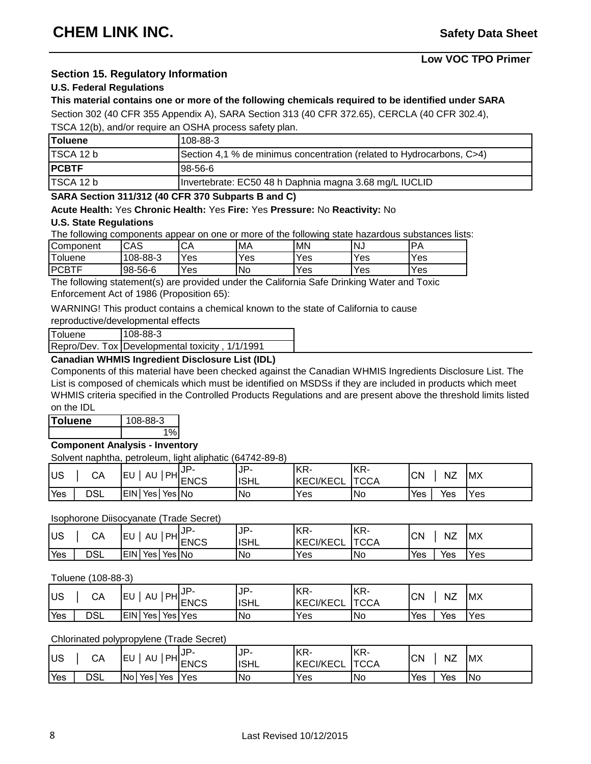## Section 15. Regulatory Information

### U.S. Federal Regulations

**This material contains one or more of the following chemicals required to be identified under SARA**
Section 302 (40 CFR 355 Appendix A), SARA Section 313 (40 CFR 372.65), CERCLA (40 CFR 302.4), TSCA 12(b), and/or require an OSHA process safety plan.

| **Toluene** | 108-88-3 |
|---|---|
| TSCA 12 b | Section 4,1 % de minimus concentration (related to Hydrocarbons, C>4) |
| **PCBTF** | 98-56-6 |
| TSCA 12 b | Invertebrate: EC50 48 h Daphnia magna 3.68 mg/L IUCLID |

**SARA Section 311/312 (40 CFR 370 Subparts B and C)**

**Acute Health:** Yes **Chronic Health:** Yes **Fire:** Yes **Pressure:** No **Reactivity:** No

### U.S. State Regulations

The following components appear on one or more of the following state hazardous substances lists:

| Component | CAS | CA | MA | MN | NJ | PA |
|---|---|---|---|---|---|---|
| Toluene | 108-88-3 | Yes | Yes | Yes | Yes | Yes |
| PCBTF | 98-56-6 | Yes | No | Yes | Yes | Yes |

The following statement(s) are provided under the California Safe Drinking Water and Toxic Enforcement Act of 1986 (Proposition 65):

WARNING! This product contains a chemical known to the state of California to cause reproductive/developmental effects

| Toluene | 108-88-3 |
|---|---|
| Repro/Dev. Tox | Developmental toxicity , 1/1/1991 |

**Canadian WHMIS Ingredient Disclosure List (IDL)**

Components of this material have been checked against the Canadian WHMIS Ingredients Disclosure List. The List is composed of chemicals which must be identified on MSDSs if they are included in products which meet WHMIS criteria specified in the Controlled Products Regulations and are present above the threshold limits listed on the IDL

| **Toluene** | 108-88-3 |
|---|---|
| | 1% |

**Component Analysis - Inventory**

Solvent naphtha, petroleum, light aliphatic (64742-89-8)

| US | CA | EU | AU | PH | JP-ENCS | JP-ISHL | KR-KECI/KECL | KR-TCCA | CN | NZ | MX |
|---|---|---|---|---|---|---|---|---|---|---|---|
| Yes | DSL | EIN | Yes | Yes | No | No | Yes | No | Yes | Yes | Yes |

Isophorone Diisocyanate (Trade Secret)

| US | CA | EU | AU | PH | JP-ENCS | JP-ISHL | KR-KECI/KECL | KR-TCCA | CN | NZ | MX |
|---|---|---|---|---|---|---|---|---|---|---|---|
| Yes | DSL | EIN | Yes | Yes | No | No | Yes | No | Yes | Yes | Yes |

Toluene (108-88-3)

| US | CA | EU | AU | PH | JP-ENCS | JP-ISHL | KR-KECI/KECL | KR-TCCA | CN | NZ | MX |
|---|---|---|---|---|---|---|---|---|---|---|---|
| Yes | DSL | EIN | Yes | Yes | Yes | No | Yes | No | Yes | Yes | Yes |

Chlorinated polypropylene (Trade Secret)

| US | CA | EU | AU | PH | JP-ENCS | JP-ISHL | KR-KECI/KECL | KR-TCCA | CN | NZ | MX |
|---|---|---|---|---|---|---|---|---|---|---|---|
| Yes | DSL | No | Yes | Yes | Yes | No | Yes | No | Yes | Yes | No |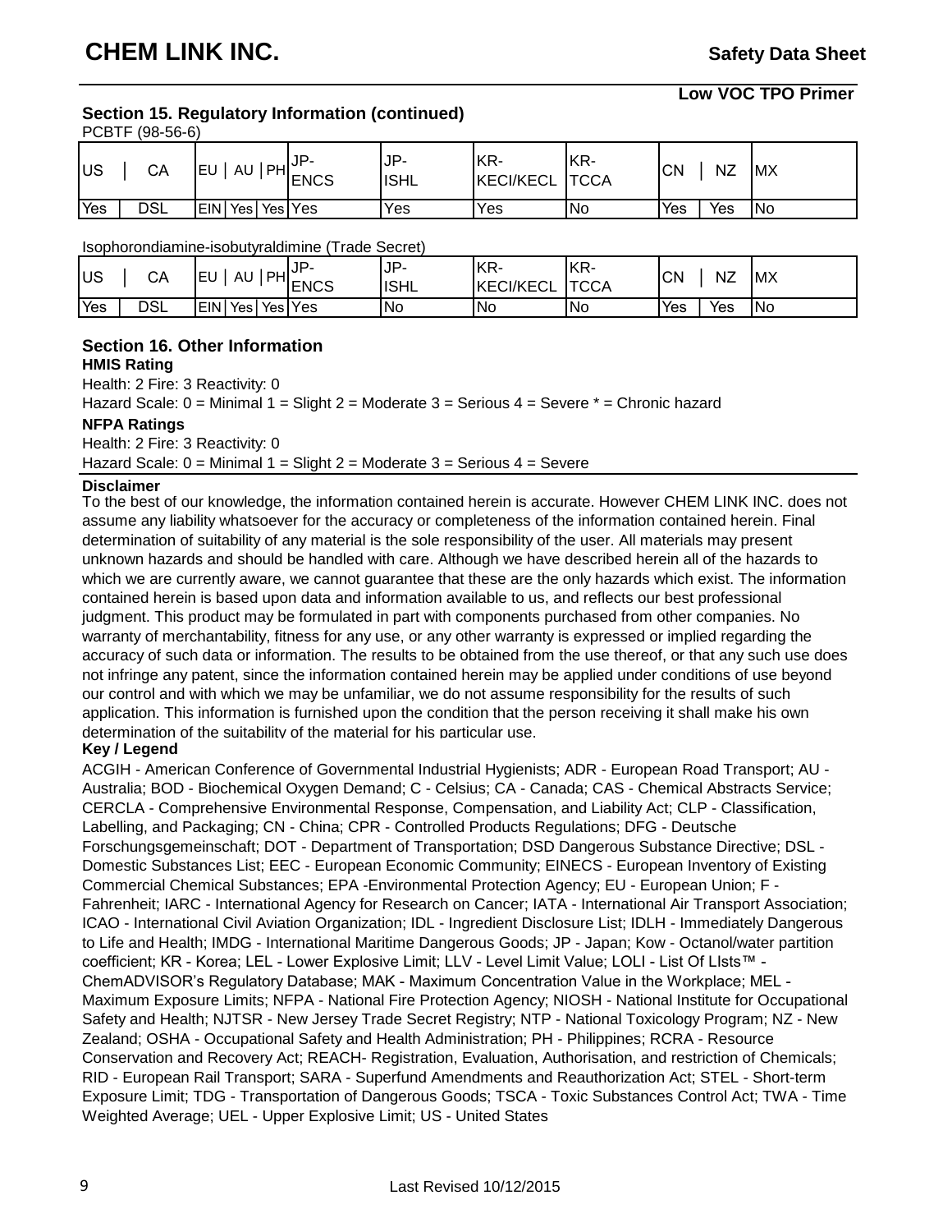## Section 15. Regulatory Information (continued)

PCBTF (98-56-6)

| US | CA | EU | AU | PH | JP-ENCS | JP-ISHL | KR-KECI/KECL | KR-TCCA | CN | NZ | MX |
|---|---|---|---|---|---|---|---|---|---|---|---|
| Yes | DSL | EIN | Yes | Yes | Yes | Yes | Yes | No | Yes | Yes | No |

Isophorondiamine-isobutyraldimine (Trade Secret)

| US | CA | EU | AU | PH | JP-ENCS | JP-ISHL | KR-KECI/KECL | KR-TCCA | CN | NZ | MX |
|---|---|---|---|---|---|---|---|---|---|---|---|
| Yes | DSL | EIN | Yes | Yes | Yes | No | No | No | Yes | Yes | No |

## Section 16. Other Information

**HMIS Rating**

Health: 2 Fire: 3 Reactivity: 0

Hazard Scale: 0 = Minimal 1 = Slight 2 = Moderate 3 = Serious 4 = Severe * = Chronic hazard

**NFPA Ratings**

Health: 2 Fire: 3 Reactivity: 0

Hazard Scale: 0 = Minimal 1 = Slight 2 = Moderate 3 = Serious 4 = Severe

**Disclaimer**

To the best of our knowledge, the information contained herein is accurate. However CHEM LINK INC. does not assume any liability whatsoever for the accuracy or completeness of the information contained herein. Final determination of suitability of any material is the sole responsibility of the user. All materials may present unknown hazards and should be handled with care. Although we have described herein all of the hazards to which we are currently aware, we cannot guarantee that these are the only hazards which exist. The information contained herein is based upon data and information available to us, and reflects our best professional judgment. This product may be formulated in part with components purchased from other companies. No warranty of merchantability, fitness for any use, or any other warranty is expressed or implied regarding the accuracy of such data or information. The results to be obtained from the use thereof, or that any such use does not infringe any patent, since the information contained herein may be applied under conditions of use beyond our control and with which we may be unfamiliar, we do not assume responsibility for the results of such application. This information is furnished upon the condition that the person receiving it shall make his own determination of the suitability of the material for his particular use.

**Key / Legend**

ACGIH - American Conference of Governmental Industrial Hygienists; ADR - European Road Transport; AU - Australia; BOD - Biochemical Oxygen Demand; C - Celsius; CA - Canada; CAS - Chemical Abstracts Service; CERCLA - Comprehensive Environmental Response, Compensation, and Liability Act; CLP - Classification, Labelling, and Packaging; CN - China; CPR - Controlled Products Regulations; DFG - Deutsche Forschungsgemeinschaft; DOT - Department of Transportation; DSD Dangerous Substance Directive; DSL - Domestic Substances List; EEC - European Economic Community; EINECS - European Inventory of Existing Commercial Chemical Substances; EPA -Environmental Protection Agency; EU - European Union; F - Fahrenheit; IARC - International Agency for Research on Cancer; IATA - International Air Transport Association; ICAO - International Civil Aviation Organization; IDL - Ingredient Disclosure List; IDLH - Immediately Dangerous to Life and Health; IMDG - International Maritime Dangerous Goods; JP - Japan; Kow - Octanol/water partition coefficient; KR - Korea; LEL - Lower Explosive Limit; LLV - Level Limit Value; LOLI - List Of LIsts™ - ChemADVISOR's Regulatory Database; MAK - Maximum Concentration Value in the Workplace; MEL - Maximum Exposure Limits; NFPA - National Fire Protection Agency; NIOSH - National Institute for Occupational Safety and Health; NJTSR - New Jersey Trade Secret Registry; NTP - National Toxicology Program; NZ - New Zealand; OSHA - Occupational Safety and Health Administration; PH - Philippines; RCRA - Resource Conservation and Recovery Act; REACH- Registration, Evaluation, Authorisation, and restriction of Chemicals; RID - European Rail Transport; SARA - Superfund Amendments and Reauthorization Act; STEL - Short-term Exposure Limit; TDG - Transportation of Dangerous Goods; TSCA - Toxic Substances Control Act; TWA - Time Weighted Average; UEL - Upper Explosive Limit; US - United States

Last Revised 10/12/2015